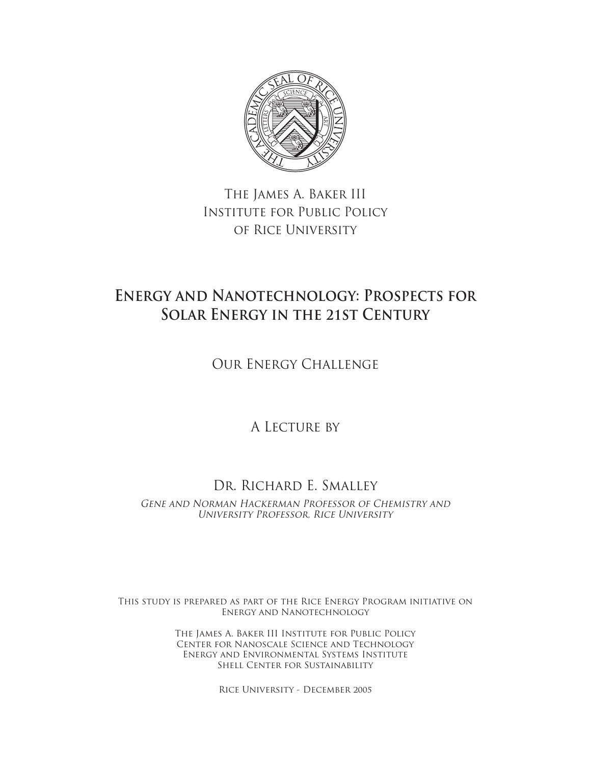The James A. Baker III
Institute for Public Policy
of Rice University

# Energy and Nanotechnology: Prospects for Solar Energy in the 21st Century

## Our Energy Challenge

A Lecture by

Dr. Richard E. Smalley

*Gene and Norman Hackerman Professor of Chemistry and University Professor, Rice University*

This study is prepared as part of the Rice Energy Program initiative on Energy and Nanotechnology

The James A. Baker III Institute for Public Policy
Center for Nanoscale Science and Technology
Energy and Environmental Systems Institute
Shell Center for Sustainability

Rice University - December 2005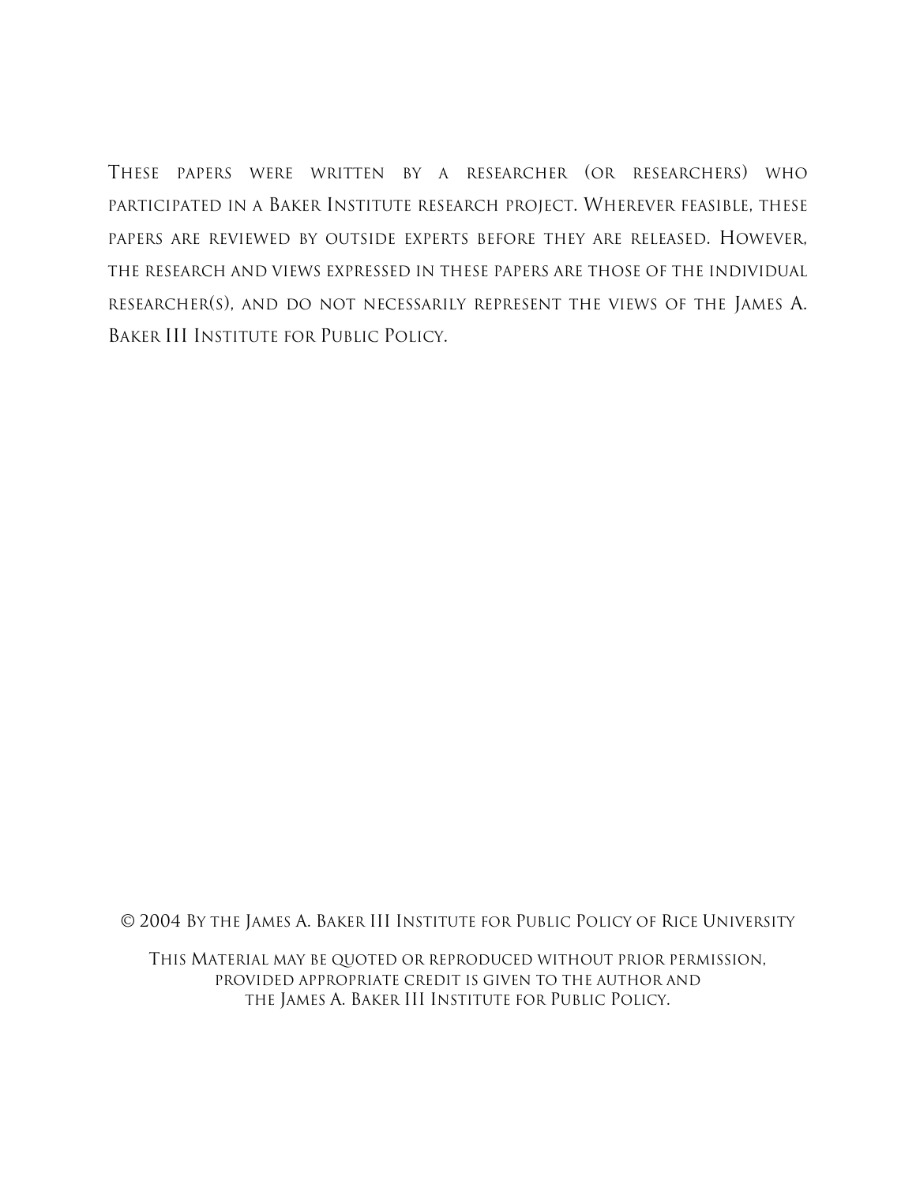These papers were written by a researcher (or researchers) who participated in a Baker Institute research project. Wherever feasible, these papers are reviewed by outside experts before they are released. However, the research and views expressed in these papers are those of the individual researcher(s), and do not necessarily represent the views of the James A. Baker III Institute for Public Policy.

© 2004 By the James A. Baker III Institute for Public Policy of Rice University

This Material may be quoted or reproduced without prior permission, provided appropriate credit is given to the author and the James A. Baker III Institute for Public Policy.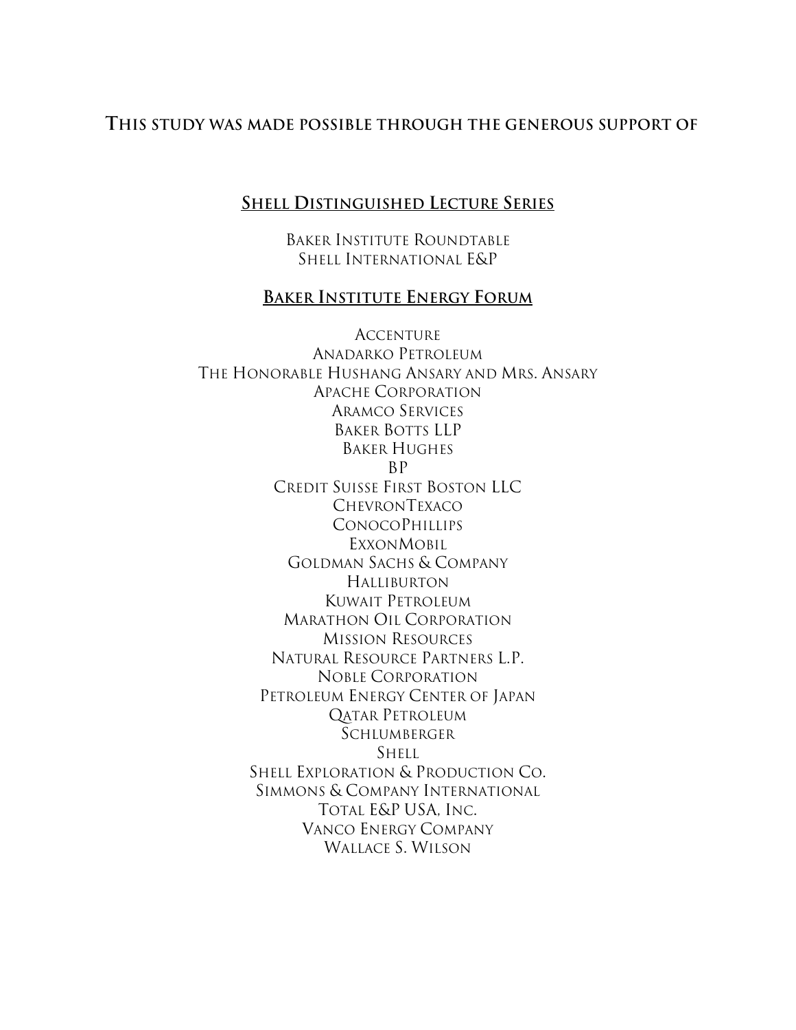**This study was made possible through the generous support of**

**Shell Distinguished Lecture Series**

Baker Institute Roundtable
Shell International E&P

**Baker Institute Energy Forum**

Accenture
Anadarko Petroleum
The Honorable Hushang Ansary and Mrs. Ansary
Apache Corporation
Aramco Services
Baker Botts LLP
Baker Hughes
BP
Credit Suisse First Boston LLC
ChevronTexaco
ConocoPhillips
ExxonMobil
Goldman Sachs & Company
Halliburton
Kuwait Petroleum
Marathon Oil Corporation
Mission Resources
Natural Resource Partners L.P.
Noble Corporation
Petroleum Energy Center of Japan
Qatar Petroleum
Schlumberger
Shell
Shell Exploration & Production Co.
Simmons & Company International
Total E&P USA, Inc.
Vanco Energy Company
Wallace S. Wilson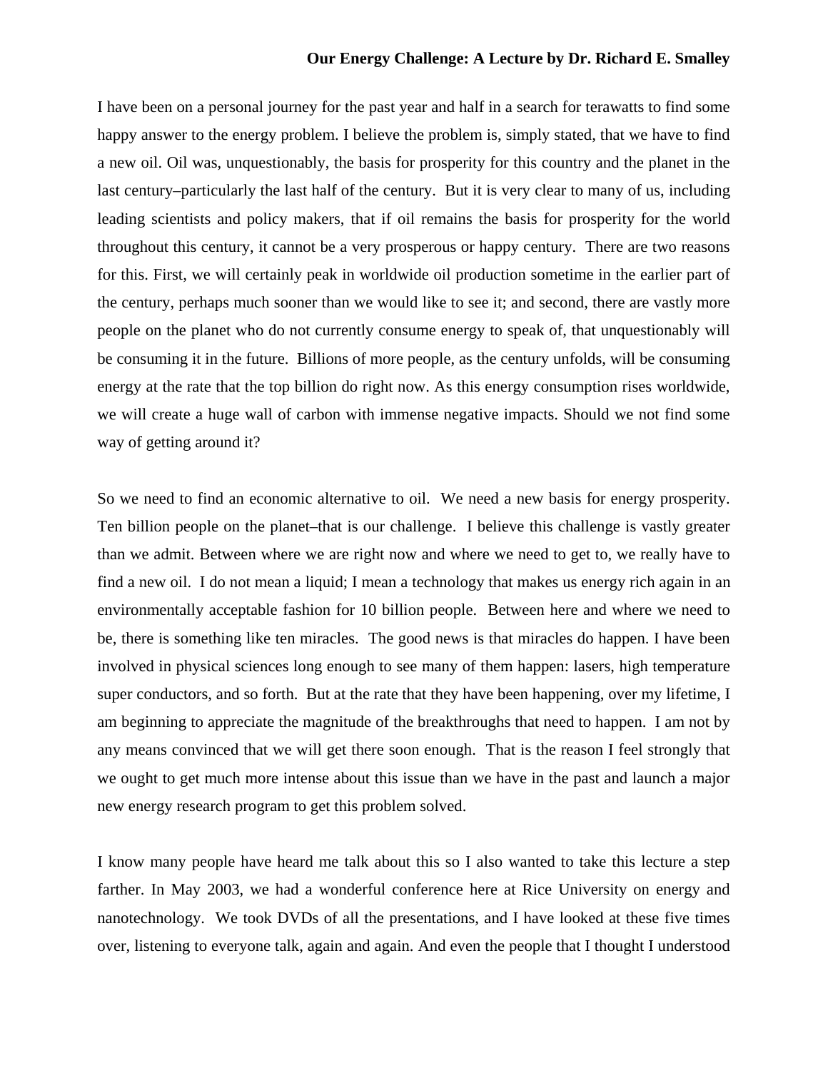**Our Energy Challenge: A Lecture by Dr. Richard E. Smalley**

I have been on a personal journey for the past year and half in a search for terawatts to find some happy answer to the energy problem. I believe the problem is, simply stated, that we have to find a new oil. Oil was, unquestionably, the basis for prosperity for this country and the planet in the last century–particularly the last half of the century. But it is very clear to many of us, including leading scientists and policy makers, that if oil remains the basis for prosperity for the world throughout this century, it cannot be a very prosperous or happy century. There are two reasons for this. First, we will certainly peak in worldwide oil production sometime in the earlier part of the century, perhaps much sooner than we would like to see it; and second, there are vastly more people on the planet who do not currently consume energy to speak of, that unquestionably will be consuming it in the future. Billions of more people, as the century unfolds, will be consuming energy at the rate that the top billion do right now. As this energy consumption rises worldwide, we will create a huge wall of carbon with immense negative impacts. Should we not find some way of getting around it?

So we need to find an economic alternative to oil. We need a new basis for energy prosperity. Ten billion people on the planet–that is our challenge. I believe this challenge is vastly greater than we admit. Between where we are right now and where we need to get to, we really have to find a new oil. I do not mean a liquid; I mean a technology that makes us energy rich again in an environmentally acceptable fashion for 10 billion people. Between here and where we need to be, there is something like ten miracles. The good news is that miracles do happen. I have been involved in physical sciences long enough to see many of them happen: lasers, high temperature super conductors, and so forth. But at the rate that they have been happening, over my lifetime, I am beginning to appreciate the magnitude of the breakthroughs that need to happen. I am not by any means convinced that we will get there soon enough. That is the reason I feel strongly that we ought to get much more intense about this issue than we have in the past and launch a major new energy research program to get this problem solved.

I know many people have heard me talk about this so I also wanted to take this lecture a step farther. In May 2003, we had a wonderful conference here at Rice University on energy and nanotechnology. We took DVDs of all the presentations, and I have looked at these five times over, listening to everyone talk, again and again. And even the people that I thought I understood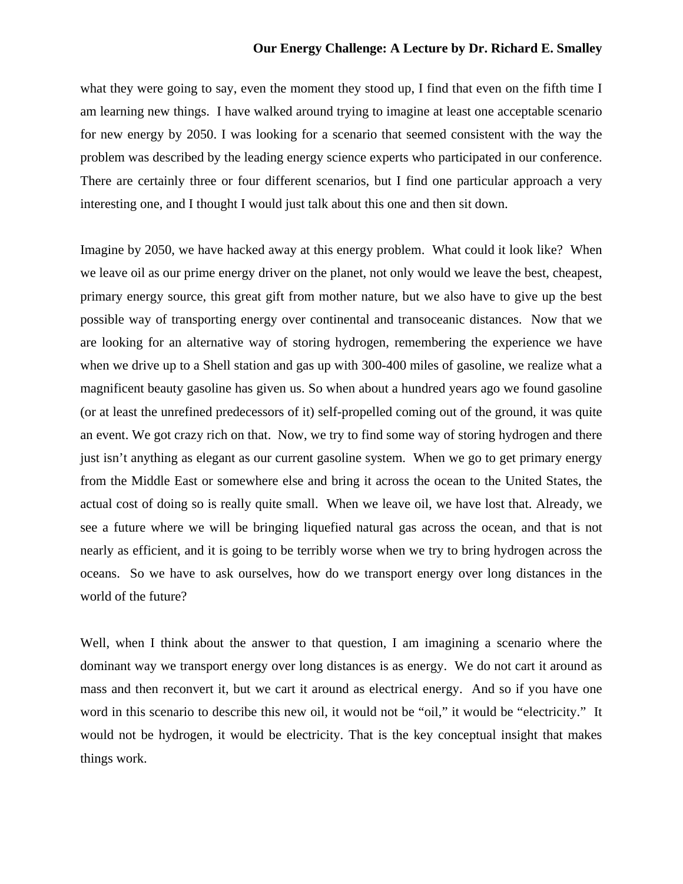what they were going to say, even the moment they stood up, I find that even on the fifth time I am learning new things. I have walked around trying to imagine at least one acceptable scenario for new energy by 2050. I was looking for a scenario that seemed consistent with the way the problem was described by the leading energy science experts who participated in our conference. There are certainly three or four different scenarios, but I find one particular approach a very interesting one, and I thought I would just talk about this one and then sit down.

Imagine by 2050, we have hacked away at this energy problem. What could it look like? When we leave oil as our prime energy driver on the planet, not only would we leave the best, cheapest, primary energy source, this great gift from mother nature, but we also have to give up the best possible way of transporting energy over continental and transoceanic distances. Now that we are looking for an alternative way of storing hydrogen, remembering the experience we have when we drive up to a Shell station and gas up with 300-400 miles of gasoline, we realize what a magnificent beauty gasoline has given us. So when about a hundred years ago we found gasoline (or at least the unrefined predecessors of it) self-propelled coming out of the ground, it was quite an event. We got crazy rich on that. Now, we try to find some way of storing hydrogen and there just isn't anything as elegant as our current gasoline system. When we go to get primary energy from the Middle East or somewhere else and bring it across the ocean to the United States, the actual cost of doing so is really quite small. When we leave oil, we have lost that. Already, we see a future where we will be bringing liquefied natural gas across the ocean, and that is not nearly as efficient, and it is going to be terribly worse when we try to bring hydrogen across the oceans. So we have to ask ourselves, how do we transport energy over long distances in the world of the future?

Well, when I think about the answer to that question, I am imagining a scenario where the dominant way we transport energy over long distances is as energy. We do not cart it around as mass and then reconvert it, but we cart it around as electrical energy. And so if you have one word in this scenario to describe this new oil, it would not be "oil," it would be "electricity." It would not be hydrogen, it would be electricity. That is the key conceptual insight that makes things work.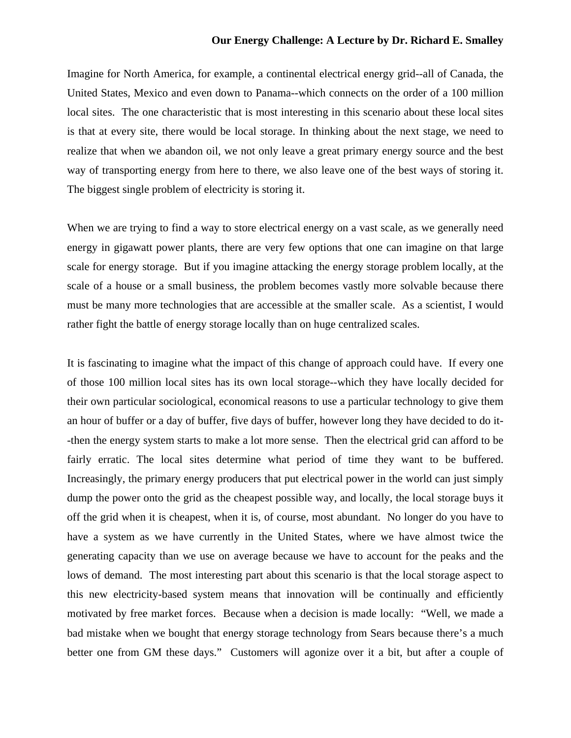Imagine for North America, for example, a continental electrical energy grid--all of Canada, the United States, Mexico and even down to Panama--which connects on the order of a 100 million local sites. The one characteristic that is most interesting in this scenario about these local sites is that at every site, there would be local storage. In thinking about the next stage, we need to realize that when we abandon oil, we not only leave a great primary energy source and the best way of transporting energy from here to there, we also leave one of the best ways of storing it. The biggest single problem of electricity is storing it.

When we are trying to find a way to store electrical energy on a vast scale, as we generally need energy in gigawatt power plants, there are very few options that one can imagine on that large scale for energy storage. But if you imagine attacking the energy storage problem locally, at the scale of a house or a small business, the problem becomes vastly more solvable because there must be many more technologies that are accessible at the smaller scale. As a scientist, I would rather fight the battle of energy storage locally than on huge centralized scales.

It is fascinating to imagine what the impact of this change of approach could have. If every one of those 100 million local sites has its own local storage--which they have locally decided for their own particular sociological, economical reasons to use a particular technology to give them an hour of buffer or a day of buffer, five days of buffer, however long they have decided to do it--then the energy system starts to make a lot more sense. Then the electrical grid can afford to be fairly erratic. The local sites determine what period of time they want to be buffered. Increasingly, the primary energy producers that put electrical power in the world can just simply dump the power onto the grid as the cheapest possible way, and locally, the local storage buys it off the grid when it is cheapest, when it is, of course, most abundant. No longer do you have to have a system as we have currently in the United States, where we have almost twice the generating capacity than we use on average because we have to account for the peaks and the lows of demand. The most interesting part about this scenario is that the local storage aspect to this new electricity-based system means that innovation will be continually and efficiently motivated by free market forces. Because when a decision is made locally: "Well, we made a bad mistake when we bought that energy storage technology from Sears because there's a much better one from GM these days." Customers will agonize over it a bit, but after a couple of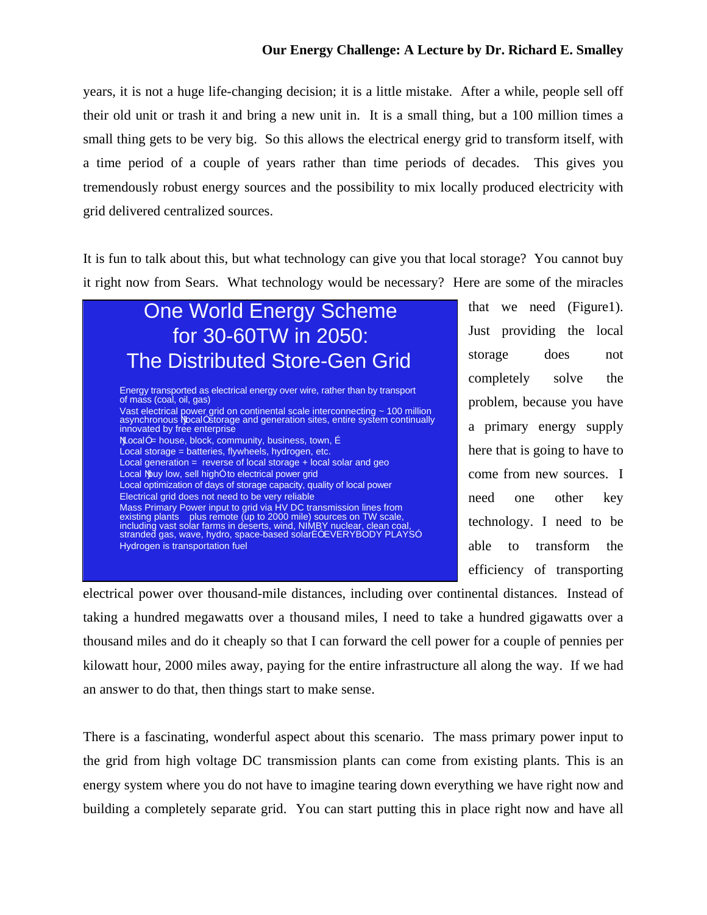years, it is not a huge life-changing decision; it is a little mistake. After a while, people sell off their old unit or trash it and bring a new unit in. It is a small thing, but a 100 million times a small thing gets to be very big. So this allows the electrical energy grid to transform itself, with a time period of a couple of years rather than time periods of decades. This gives you tremendously robust energy sources and the possibility to mix locally produced electricity with grid delivered centralized sources.

It is fun to talk about this, but what technology can give you that local storage? You cannot buy it right now from Sears. What technology would be necessary? Here are some of the miracles that we need (Figure1). Just providing the local storage does not completely solve the problem, because you have a primary energy supply here that is going to have to come from new sources. I need one other key technology. I need to be able to transform the efficiency of transporting electrical power over thousand-mile distances, including over continental distances. Instead of taking a hundred megawatts over a thousand miles, I need to take a hundred gigawatts over a thousand miles and do it cheaply so that I can forward the cell power for a couple of pennies per kilowatt hour, 2000 miles away, paying for the entire infrastructure all along the way. If we had an answer to do that, then things start to make sense.

> **One World Energy Scheme for 30-60TW in 2050: The Distributed Store-Gen Grid**
>
> - Energy transported as electrical energy over wire, rather than by transport of mass (coal, oil, gas)
> - Vast electrical power grid on continental scale interconnecting ~ 100 million asynchronous ÒlocalÓ storage and generation sites, entire system continually innovated by free enterprise
> - ÒLocalÓ = house, block, community, business, town, É
> - Local storage = batteries, flywheels, hydrogen, etc.
> - Local generation = reverse of local storage + local solar and geo
> - Local Òbuy low, sell highÓ to electrical power grid
> - Local optimization of days of storage capacity, quality of local power
> - Electrical grid does not need to be very reliable
> - Mass Primary Power input to grid via HV DC transmission lines from existing plants plus remote (up to 2000 mile) sources on TW scale, including vast solar farms in deserts, wind, NIMBY nuclear, clean coal, stranded gas, wave, hydro, space-based solarÉÒEVERYBODY PLAYSÓ
> - Hydrogen is transportation fuel

There is a fascinating, wonderful aspect about this scenario. The mass primary power input to the grid from high voltage DC transmission plants can come from existing plants. This is an energy system where you do not have to imagine tearing down everything we have right now and building a completely separate grid. You can start putting this in place right now and have all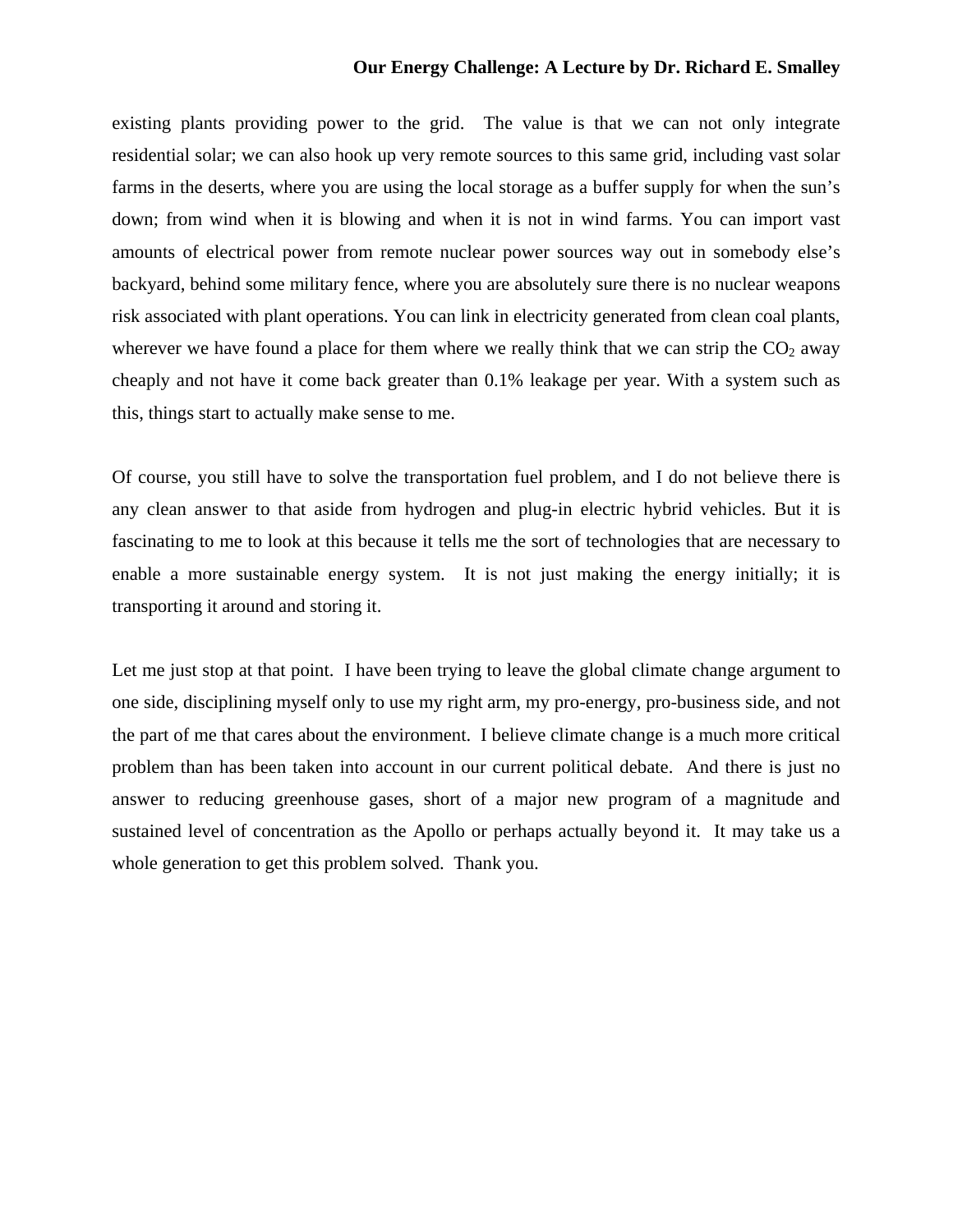existing plants providing power to the grid. The value is that we can not only integrate residential solar; we can also hook up very remote sources to this same grid, including vast solar farms in the deserts, where you are using the local storage as a buffer supply for when the sun's down; from wind when it is blowing and when it is not in wind farms. You can import vast amounts of electrical power from remote nuclear power sources way out in somebody else's backyard, behind some military fence, where you are absolutely sure there is no nuclear weapons risk associated with plant operations. You can link in electricity generated from clean coal plants, wherever we have found a place for them where we really think that we can strip the $CO_2$ away cheaply and not have it come back greater than 0.1% leakage per year. With a system such as this, things start to actually make sense to me.

Of course, you still have to solve the transportation fuel problem, and I do not believe there is any clean answer to that aside from hydrogen and plug-in electric hybrid vehicles. But it is fascinating to me to look at this because it tells me the sort of technologies that are necessary to enable a more sustainable energy system. It is not just making the energy initially; it is transporting it around and storing it.

Let me just stop at that point. I have been trying to leave the global climate change argument to one side, disciplining myself only to use my right arm, my pro-energy, pro-business side, and not the part of me that cares about the environment. I believe climate change is a much more critical problem than has been taken into account in our current political debate. And there is just no answer to reducing greenhouse gases, short of a major new program of a magnitude and sustained level of concentration as the Apollo or perhaps actually beyond it. It may take us a whole generation to get this problem solved. Thank you.